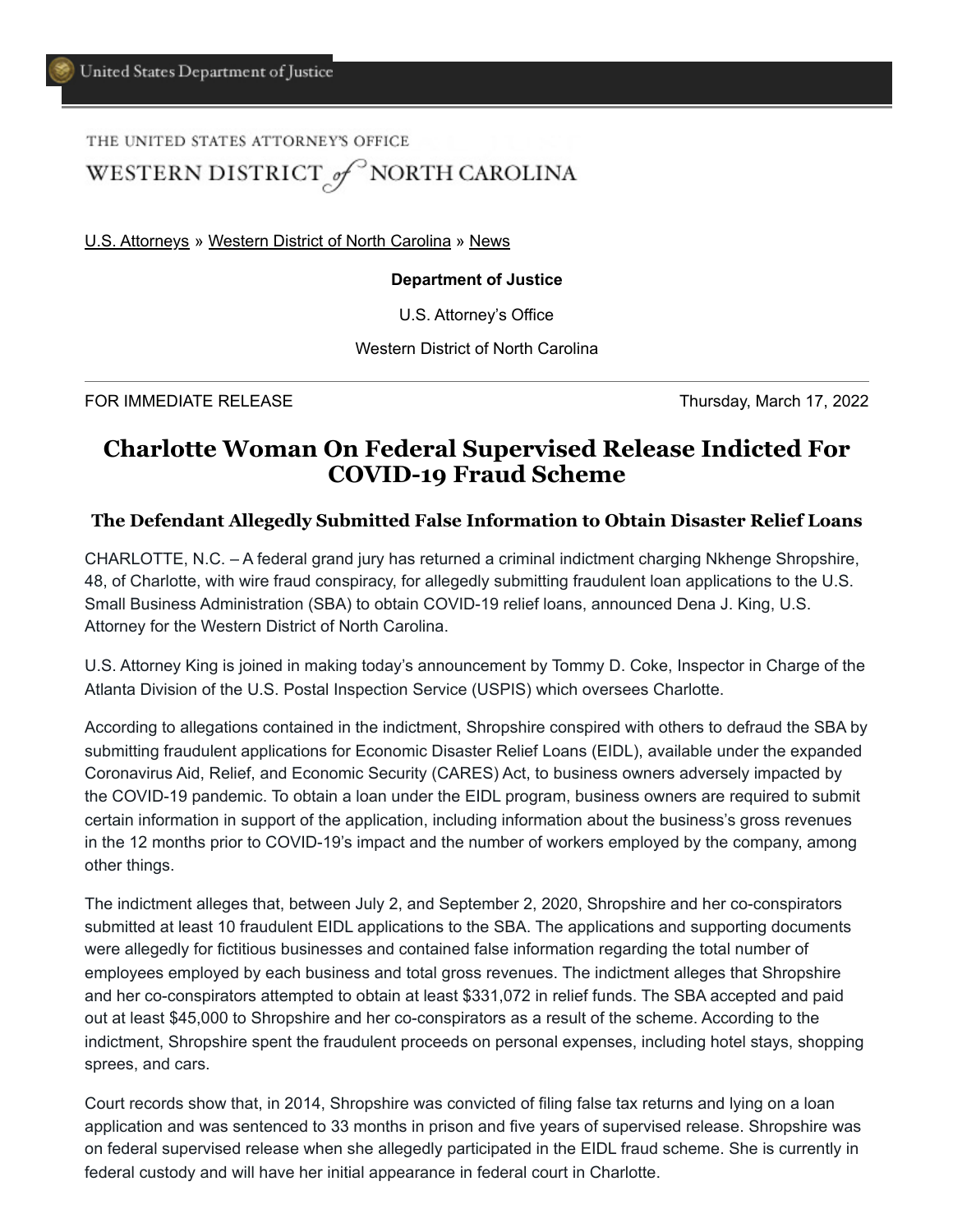United States Department of Justice

THE UNITED STATES ATTORNEY'S OFFICE

WESTERN DISTRICT of NORTH CAROLINA

U.S. Attorneys » Western District of North Carolina » News

**Department of Justice**

U.S. Attorney's Office

Western District of North Carolina

---

FOR IMMEDIATE RELEASE Thursday, March 17, 2022

# Charlotte Woman On Federal Supervised Release Indicted For COVID-19 Fraud Scheme

### The Defendant Allegedly Submitted False Information to Obtain Disaster Relief Loans

CHARLOTTE, N.C. – A federal grand jury has returned a criminal indictment charging Nkhenge Shropshire, 48, of Charlotte, with wire fraud conspiracy, for allegedly submitting fraudulent loan applications to the U.S. Small Business Administration (SBA) to obtain COVID-19 relief loans, announced Dena J. King, U.S. Attorney for the Western District of North Carolina.

U.S. Attorney King is joined in making today's announcement by Tommy D. Coke, Inspector in Charge of the Atlanta Division of the U.S. Postal Inspection Service (USPIS) which oversees Charlotte.

According to allegations contained in the indictment, Shropshire conspired with others to defraud the SBA by submitting fraudulent applications for Economic Disaster Relief Loans (EIDL), available under the expanded Coronavirus Aid, Relief, and Economic Security (CARES) Act, to business owners adversely impacted by the COVID-19 pandemic. To obtain a loan under the EIDL program, business owners are required to submit certain information in support of the application, including information about the business's gross revenues in the 12 months prior to COVID-19's impact and the number of workers employed by the company, among other things.

The indictment alleges that, between July 2, and September 2, 2020, Shropshire and her co-conspirators submitted at least 10 fraudulent EIDL applications to the SBA. The applications and supporting documents were allegedly for fictitious businesses and contained false information regarding the total number of employees employed by each business and total gross revenues. The indictment alleges that Shropshire and her co-conspirators attempted to obtain at least $331,072 in relief funds. The SBA accepted and paid out at least $45,000 to Shropshire and her co-conspirators as a result of the scheme. According to the indictment, Shropshire spent the fraudulent proceeds on personal expenses, including hotel stays, shopping sprees, and cars.

Court records show that, in 2014, Shropshire was convicted of filing false tax returns and lying on a loan application and was sentenced to 33 months in prison and five years of supervised release. Shropshire was on federal supervised release when she allegedly participated in the EIDL fraud scheme. She is currently in federal custody and will have her initial appearance in federal court in Charlotte.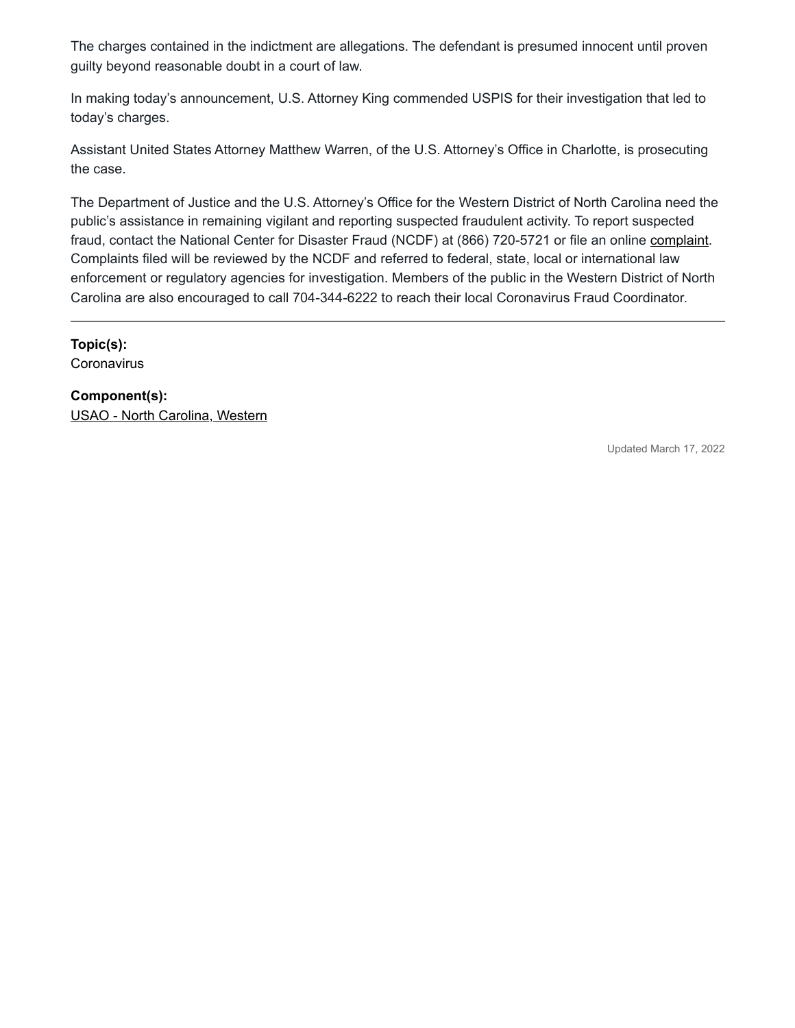The charges contained in the indictment are allegations. The defendant is presumed innocent until proven guilty beyond reasonable doubt in a court of law.

In making today's announcement, U.S. Attorney King commended USPIS for their investigation that led to today's charges.

Assistant United States Attorney Matthew Warren, of the U.S. Attorney's Office in Charlotte, is prosecuting the case.

The Department of Justice and the U.S. Attorney's Office for the Western District of North Carolina need the public's assistance in remaining vigilant and reporting suspected fraudulent activity. To report suspected fraud, contact the National Center for Disaster Fraud (NCDF) at (866) 720-5721 or file an online complaint. Complaints filed will be reviewed by the NCDF and referred to federal, state, local or international law enforcement or regulatory agencies for investigation. Members of the public in the Western District of North Carolina are also encouraged to call 704-344-6222 to reach their local Coronavirus Fraud Coordinator.

---

**Topic(s):**
Coronavirus

**Component(s):**
USAO - North Carolina, Western

Updated March 17, 2022